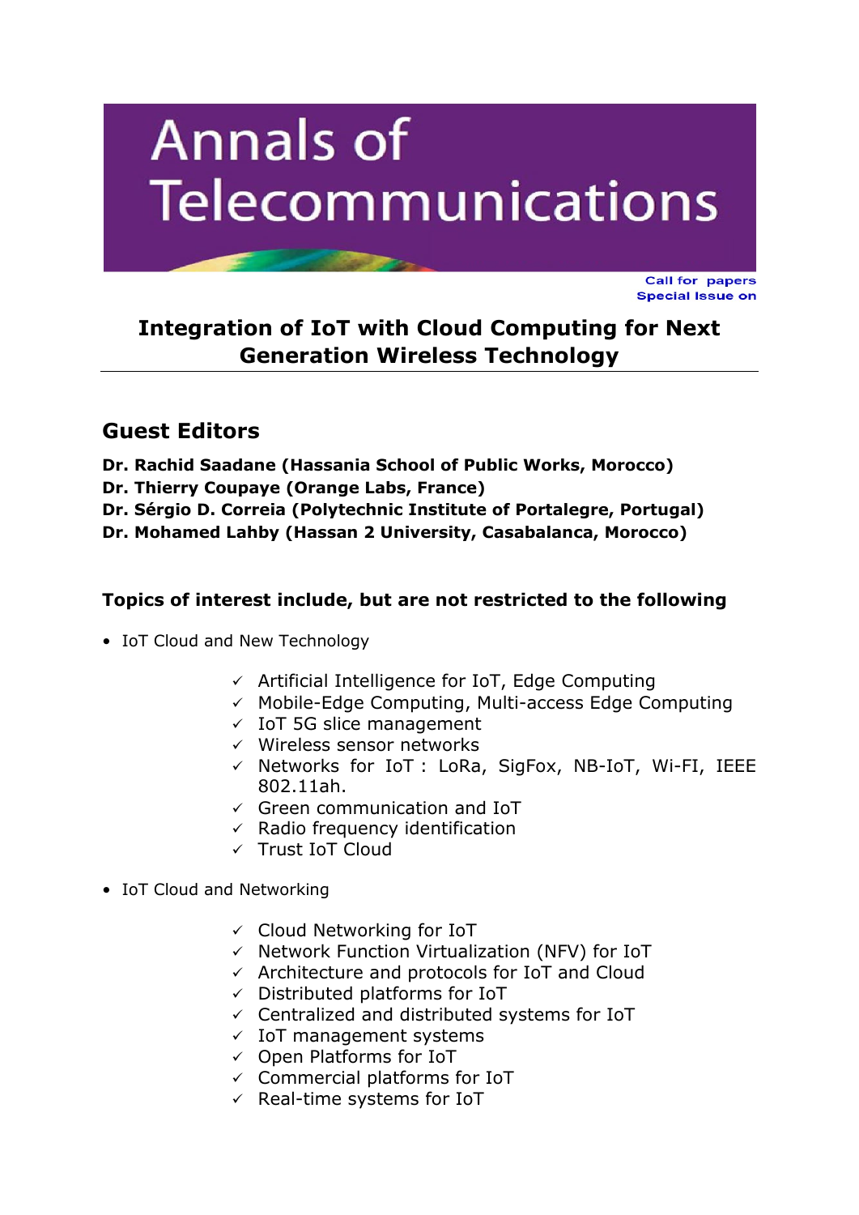# Annals of Telecommunications

Call for papers
Special Issue on

## Integration of IoT with Cloud Computing for Next Generation Wireless Technology

## Guest Editors

**Dr. Rachid Saadane (Hassania School of Public Works, Morocco)**
**Dr. Thierry Coupaye (Orange Labs, France)**
**Dr. Sérgio D. Correia (Polytechnic Institute of Portalegre, Portugal)**
**Dr. Mohamed Lahby (Hassan 2 University, Casabalanca, Morocco)**

### Topics of interest include, but are not restricted to the following

- IoT Cloud and New Technology
  - ✓ Artificial Intelligence for IoT, Edge Computing
  - ✓ Mobile-Edge Computing, Multi-access Edge Computing
  - ✓ IoT 5G slice management
  - ✓ Wireless sensor networks
  - ✓ Networks for IoT : LoRa, SigFox, NB-IoT, Wi-FI, IEEE 802.11ah.
  - ✓ Green communication and IoT
  - ✓ Radio frequency identification
  - ✓ Trust IoT Cloud
- IoT Cloud and Networking
  - ✓ Cloud Networking for IoT
  - ✓ Network Function Virtualization (NFV) for IoT
  - ✓ Architecture and protocols for IoT and Cloud
  - ✓ Distributed platforms for IoT
  - ✓ Centralized and distributed systems for IoT
  - ✓ IoT management systems
  - ✓ Open Platforms for IoT
  - ✓ Commercial platforms for IoT
  - ✓ Real-time systems for IoT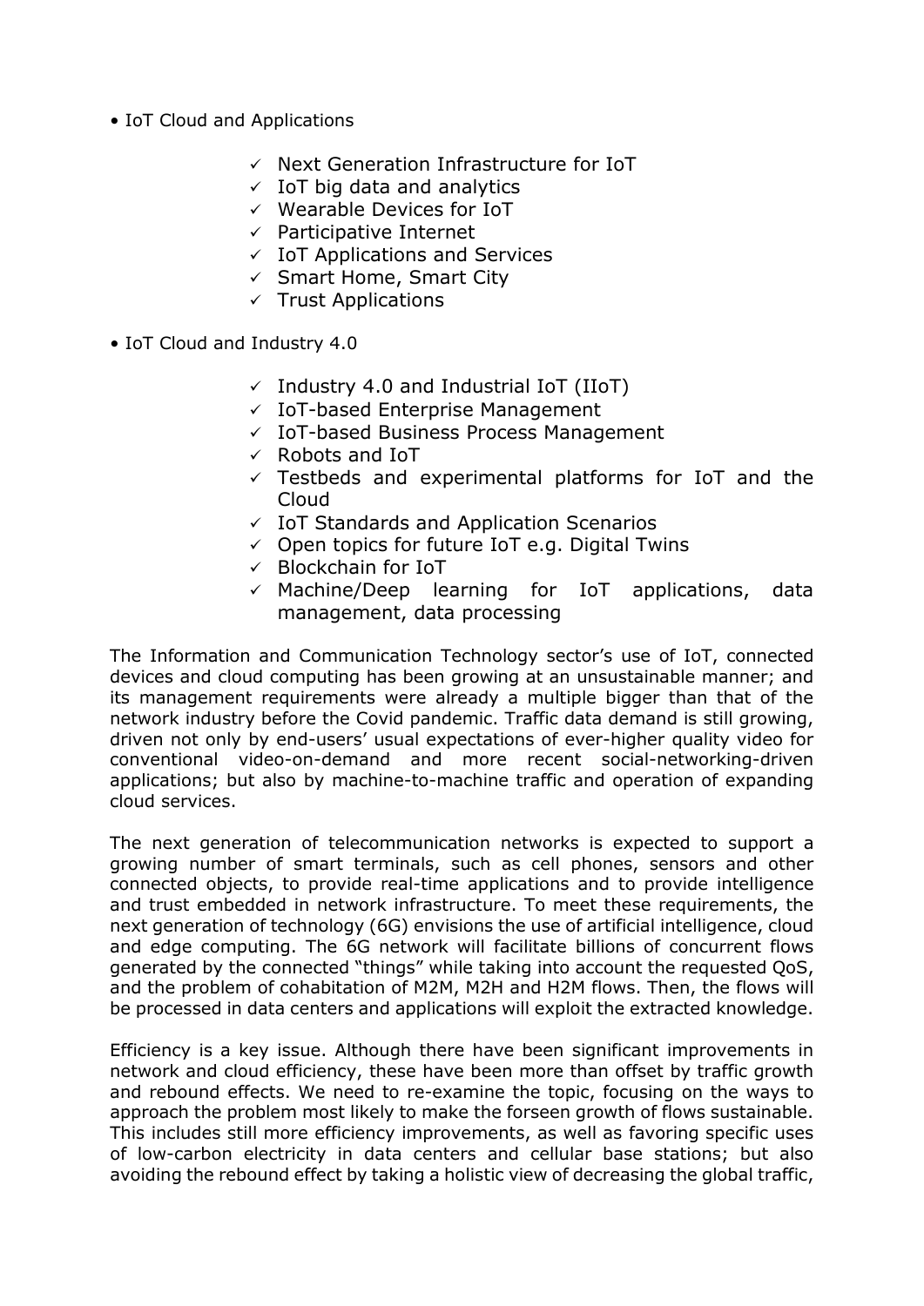- IoT Cloud and Applications
  - ✓ Next Generation Infrastructure for IoT
  - ✓ IoT big data and analytics
  - ✓ Wearable Devices for IoT
  - ✓ Participative Internet
  - ✓ IoT Applications and Services
  - ✓ Smart Home, Smart City
  - ✓ Trust Applications
- IoT Cloud and Industry 4.0
  - ✓ Industry 4.0 and Industrial IoT (IIoT)
  - ✓ IoT-based Enterprise Management
  - ✓ IoT-based Business Process Management
  - ✓ Robots and IoT
  - ✓ Testbeds and experimental platforms for IoT and the Cloud
  - ✓ IoT Standards and Application Scenarios
  - ✓ Open topics for future IoT e.g. Digital Twins
  - ✓ Blockchain for IoT
  - ✓ Machine/Deep learning for IoT applications, data management, data processing

The Information and Communication Technology sector's use of IoT, connected devices and cloud computing has been growing at an unsustainable manner; and its management requirements were already a multiple bigger than that of the network industry before the Covid pandemic. Traffic data demand is still growing, driven not only by end-users' usual expectations of ever-higher quality video for conventional video-on-demand and more recent social-networking-driven applications; but also by machine-to-machine traffic and operation of expanding cloud services.

The next generation of telecommunication networks is expected to support a growing number of smart terminals, such as cell phones, sensors and other connected objects, to provide real-time applications and to provide intelligence and trust embedded in network infrastructure. To meet these requirements, the next generation of technology (6G) envisions the use of artificial intelligence, cloud and edge computing. The 6G network will facilitate billions of concurrent flows generated by the connected "things" while taking into account the requested QoS, and the problem of cohabitation of M2M, M2H and H2M flows. Then, the flows will be processed in data centers and applications will exploit the extracted knowledge.

Efficiency is a key issue. Although there have been significant improvements in network and cloud efficiency, these have been more than offset by traffic growth and rebound effects. We need to re-examine the topic, focusing on the ways to approach the problem most likely to make the forseen growth of flows sustainable. This includes still more efficiency improvements, as well as favoring specific uses of low-carbon electricity in data centers and cellular base stations; but also avoiding the rebound effect by taking a holistic view of decreasing the global traffic,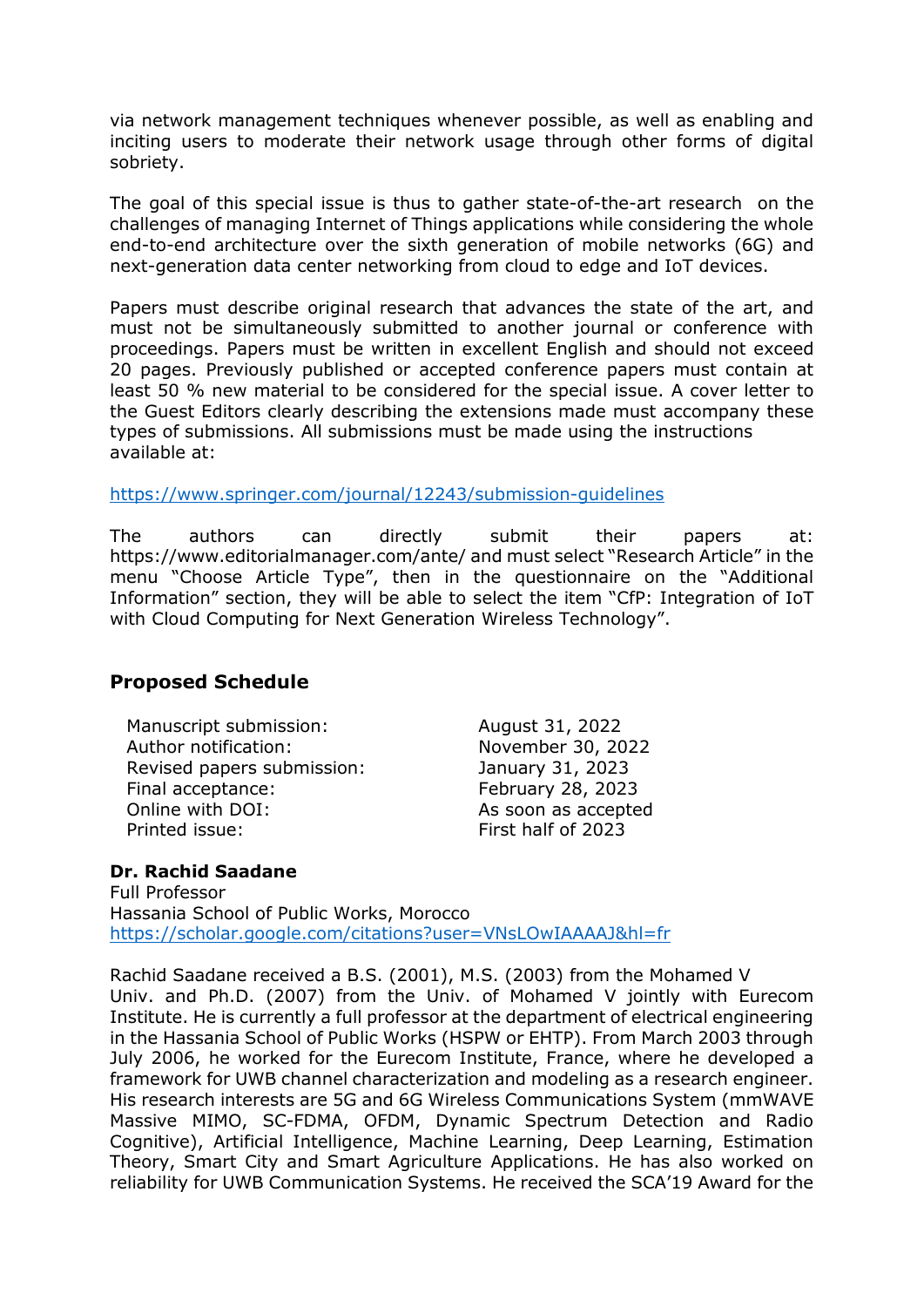via network management techniques whenever possible, as well as enabling and inciting users to moderate their network usage through other forms of digital sobriety.

The goal of this special issue is thus to gather state-of-the-art research on the challenges of managing Internet of Things applications while considering the whole end-to-end architecture over the sixth generation of mobile networks (6G) and next-generation data center networking from cloud to edge and IoT devices.

Papers must describe original research that advances the state of the art, and must not be simultaneously submitted to another journal or conference with proceedings. Papers must be written in excellent English and should not exceed 20 pages. Previously published or accepted conference papers must contain at least 50 % new material to be considered for the special issue. A cover letter to the Guest Editors clearly describing the extensions made must accompany these types of submissions. All submissions must be made using the instructions available at:

https://www.springer.com/journal/12243/submission-guidelines

The authors can directly submit their papers at: https://www.editorialmanager.com/ante/ and must select "Research Article" in the menu "Choose Article Type", then in the questionnaire on the "Additional Information" section, they will be able to select the item "CfP: Integration of IoT with Cloud Computing for Next Generation Wireless Technology".

## Proposed Schedule

| | |
|---|---|
| Manuscript submission: | August 31, 2022 |
| Author notification: | November 30, 2022 |
| Revised papers submission: | January 31, 2023 |
| Final acceptance: | February 28, 2023 |
| Online with DOI: | As soon as accepted |
| Printed issue: | First half of 2023 |

**Dr. Rachid Saadane**
Full Professor
Hassania School of Public Works, Morocco
https://scholar.google.com/citations?user=VNsLOwIAAAAJ&hl=fr

Rachid Saadane received a B.S. (2001), M.S. (2003) from the Mohamed V Univ. and Ph.D. (2007) from the Univ. of Mohamed V jointly with Eurecom Institute. He is currently a full professor at the department of electrical engineering in the Hassania School of Public Works (HSPW or EHTP). From March 2003 through July 2006, he worked for the Eurecom Institute, France, where he developed a framework for UWB channel characterization and modeling as a research engineer. His research interests are 5G and 6G Wireless Communications System (mmWAVE Massive MIMO, SC-FDMA, OFDM, Dynamic Spectrum Detection and Radio Cognitive), Artificial Intelligence, Machine Learning, Deep Learning, Estimation Theory, Smart City and Smart Agriculture Applications. He has also worked on reliability for UWB Communication Systems. He received the SCA'19 Award for the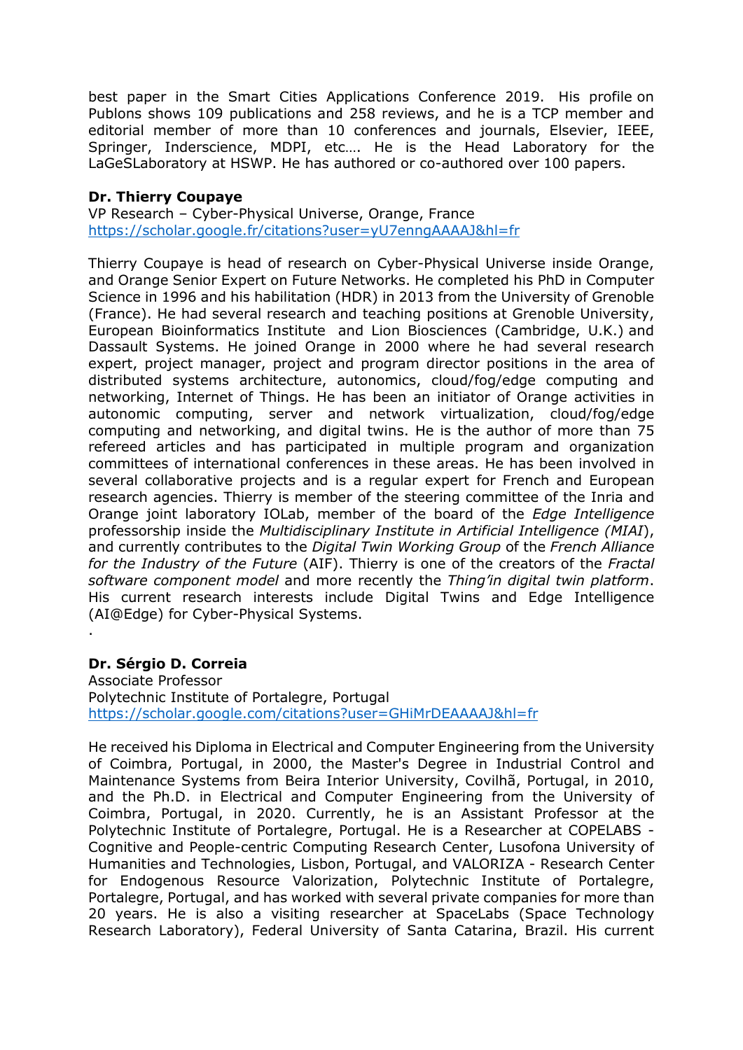best paper in the Smart Cities Applications Conference 2019. His profile on Publons shows 109 publications and 258 reviews, and he is a TCP member and editorial member of more than 10 conferences and journals, Elsevier, IEEE, Springer, Inderscience, MDPI, etc…. He is the Head Laboratory for the LaGeSLaboratory at HSWP. He has authored or co-authored over 100 papers.

**Dr. Thierry Coupaye**
VP Research – Cyber-Physical Universe, Orange, France
https://scholar.google.fr/citations?user=yU7enngAAAAJ&hl=fr

Thierry Coupaye is head of research on Cyber-Physical Universe inside Orange, and Orange Senior Expert on Future Networks. He completed his PhD in Computer Science in 1996 and his habilitation (HDR) in 2013 from the University of Grenoble (France). He had several research and teaching positions at Grenoble University, European Bioinformatics Institute and Lion Biosciences (Cambridge, U.K.) and Dassault Systems. He joined Orange in 2000 where he had several research expert, project manager, project and program director positions in the area of distributed systems architecture, autonomics, cloud/fog/edge computing and networking, Internet of Things. He has been an initiator of Orange activities in autonomic computing, server and network virtualization, cloud/fog/edge computing and networking, and digital twins. He is the author of more than 75 refereed articles and has participated in multiple program and organization committees of international conferences in these areas. He has been involved in several collaborative projects and is a regular expert for French and European research agencies. Thierry is member of the steering committee of the Inria and Orange joint laboratory IOLab, member of the board of the *Edge Intelligence* professorship inside the *Multidisciplinary Institute in Artificial Intelligence (MIAI*), and currently contributes to the *Digital Twin Working Group* of the *French Alliance for the Industry of the Future* (AIF). Thierry is one of the creators of the *Fractal software component model* and more recently the *Thing'in digital twin platform*. His current research interests include Digital Twins and Edge Intelligence (AI@Edge) for Cyber-Physical Systems.
.

**Dr. Sérgio D. Correia**
Associate Professor
Polytechnic Institute of Portalegre, Portugal
https://scholar.google.com/citations?user=GHiMrDEAAAAJ&hl=fr

He received his Diploma in Electrical and Computer Engineering from the University of Coimbra, Portugal, in 2000, the Master's Degree in Industrial Control and Maintenance Systems from Beira Interior University, Covilhã, Portugal, in 2010, and the Ph.D. in Electrical and Computer Engineering from the University of Coimbra, Portugal, in 2020. Currently, he is an Assistant Professor at the Polytechnic Institute of Portalegre, Portugal. He is a Researcher at COPELABS - Cognitive and People-centric Computing Research Center, Lusofona University of Humanities and Technologies, Lisbon, Portugal, and VALORIZA - Research Center for Endogenous Resource Valorization, Polytechnic Institute of Portalegre, Portalegre, Portugal, and has worked with several private companies for more than 20 years. He is also a visiting researcher at SpaceLabs (Space Technology Research Laboratory), Federal University of Santa Catarina, Brazil. His current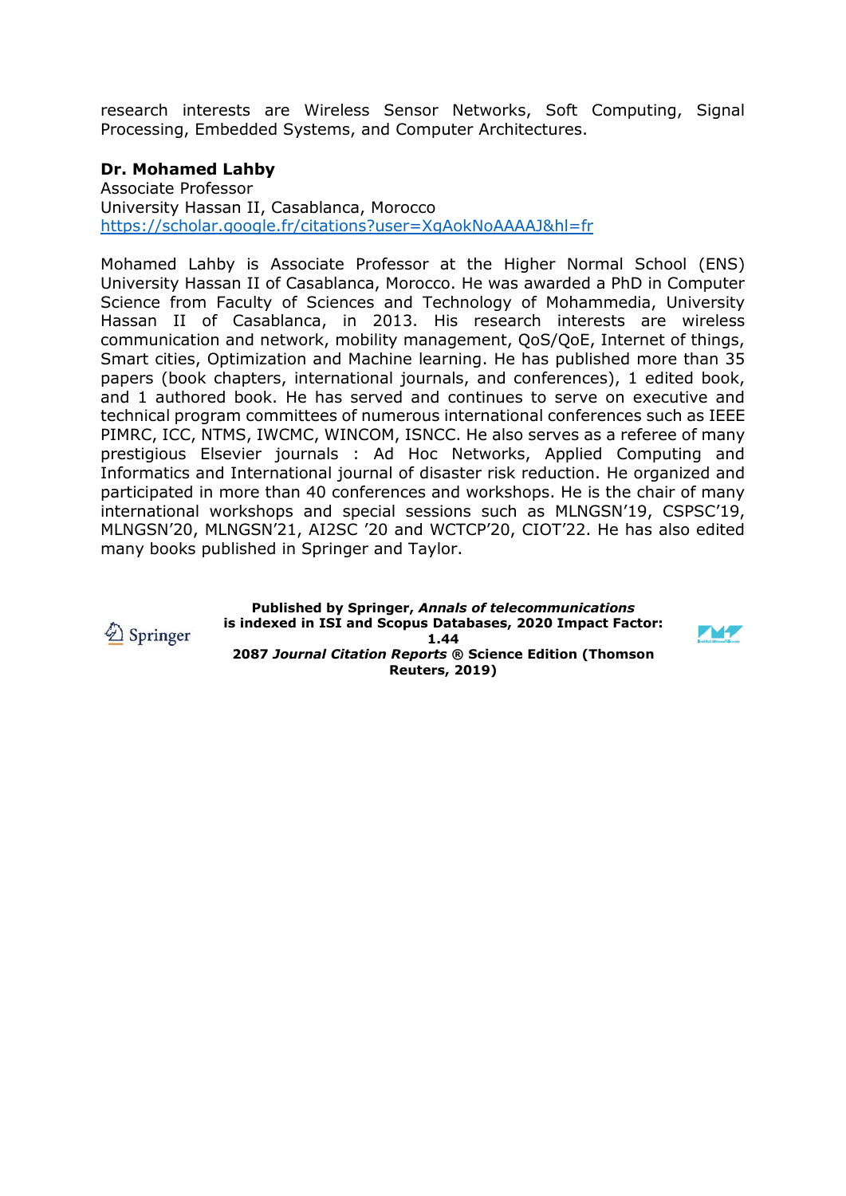research interests are Wireless Sensor Networks, Soft Computing, Signal Processing, Embedded Systems, and Computer Architectures.

**Dr. Mohamed Lahby**
Associate Professor
University Hassan II, Casablanca, Morocco
https://scholar.google.fr/citations?user=XgAokNoAAAAJ&hl=fr

Mohamed Lahby is Associate Professor at the Higher Normal School (ENS) University Hassan II of Casablanca, Morocco. He was awarded a PhD in Computer Science from Faculty of Sciences and Technology of Mohammedia, University Hassan II of Casablanca, in 2013. His research interests are wireless communication and network, mobility management, QoS/QoE, Internet of things, Smart cities, Optimization and Machine learning. He has published more than 35 papers (book chapters, international journals, and conferences), 1 edited book, and 1 authored book. He has served and continues to serve on executive and technical program committees of numerous international conferences such as IEEE PIMRC, ICC, NTMS, IWCMC, WINCOM, ISNCC. He also serves as a referee of many prestigious Elsevier journals : Ad Hoc Networks, Applied Computing and Informatics and International journal of disaster risk reduction. He organized and participated in more than 40 conferences and workshops. He is the chair of many international workshops and special sessions such as MLNGSN'19, CSPSC'19, MLNGSN'20, MLNGSN'21, AI2SC '20 and WCTCP'20, CIOT'22. He has also edited many books published in Springer and Taylor.

Springer

**Published by Springer, *Annals of telecommunications***
**is indexed in ISI and Scopus Databases, 2020 Impact Factor: 1.44**
**2087 *Journal Citation Reports* ® Science Edition (Thomson Reuters, 2019)**